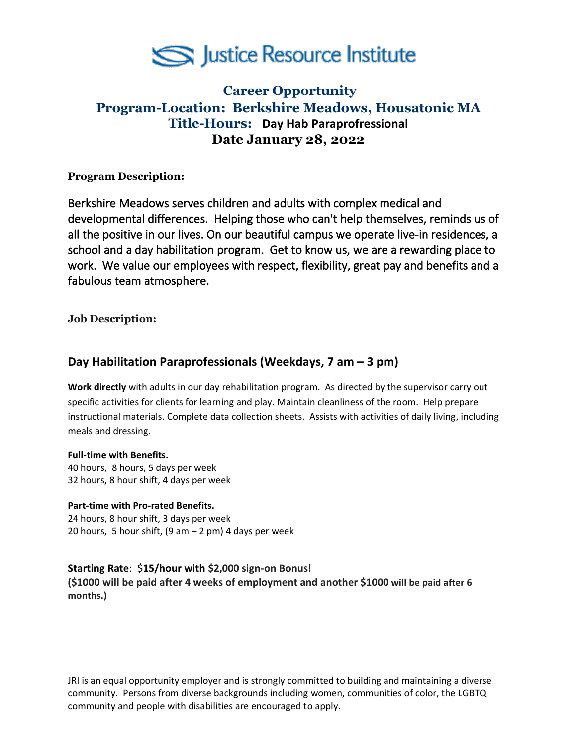# Justice Resource Institute

## Career Opportunity
## Program-Location: Berkshire Meadows, Housatonic MA
## Title-Hours: Day Hab Paraprofessional
## Date January 28, 2022

**Program Description:**

Berkshire Meadows serves children and adults with complex medical and developmental differences. Helping those who can't help themselves, reminds us of all the positive in our lives. On our beautiful campus we operate live-in residences, a school and a day habilitation program. Get to know us, we are a rewarding place to work. We value our employees with respect, flexibility, great pay and benefits and a fabulous team atmosphere.

**Job Description:**

### Day Habilitation Paraprofessionals (Weekdays, 7 am – 3 pm)

**Work directly** with adults in our day rehabilitation program. As directed by the supervisor carry out specific activities for clients for learning and play. Maintain cleanliness of the room. Help prepare instructional materials. Complete data collection sheets. Assists with activities of daily living, including meals and dressing.

**Full-time with Benefits.**
40 hours, 8 hours, 5 days per week
32 hours, 8 hour shift, 4 days per week

**Part-time with Pro-rated Benefits.**
24 hours, 8 hour shift, 3 days per week
20 hours, 5 hour shift, (9 am – 2 pm) 4 days per week

**Starting Rate**: $**15/hour with $2,000 sign-on Bonus!**
**($1000 will be paid after 4 weeks of employment and another $1000 will be paid after 6 months.)**

JRI is an equal opportunity employer and is strongly committed to building and maintaining a diverse community. Persons from diverse backgrounds including women, communities of color, the LGBTQ community and people with disabilities are encouraged to apply.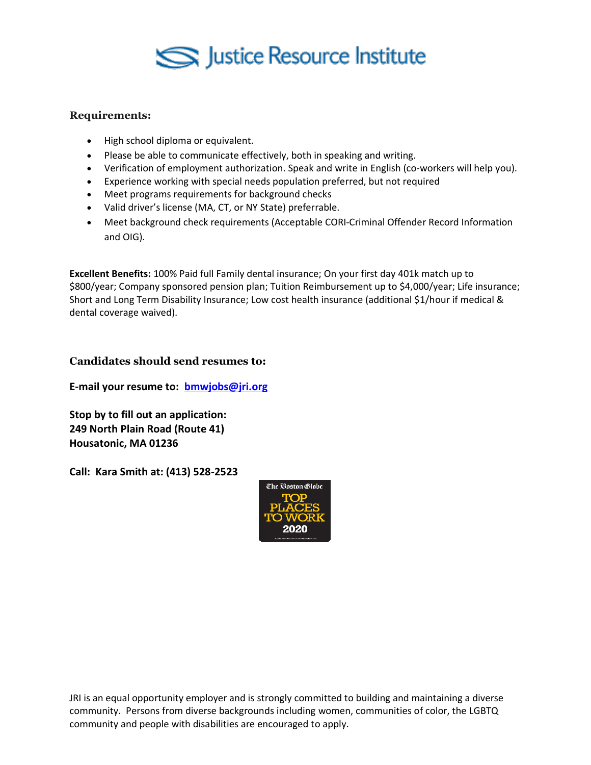# Justice Resource Institute

**Requirements:**

- High school diploma or equivalent.
- Please be able to communicate effectively, both in speaking and writing.
- Verification of employment authorization. Speak and write in English (co-workers will help you).
- Experience working with special needs population preferred, but not required
- Meet programs requirements for background checks
- Valid driver's license (MA, CT, or NY State) preferrable.
- Meet background check requirements (Acceptable CORI-Criminal Offender Record Information and OIG).

**Excellent Benefits:** 100% Paid full Family dental insurance; On your first day 401k match up to $800/year; Company sponsored pension plan; Tuition Reimbursement up to $4,000/year; Life insurance; Short and Long Term Disability Insurance; Low cost health insurance (additional $1/hour if medical & dental coverage waived).

**Candidates should send resumes to:**

**E-mail your resume to: bmwjobs@jri.org**

**Stop by to fill out an application:**
**249 North Plain Road (Route 41)**
**Housatonic, MA 01236**

**Call: Kara Smith at: (413) 528-2523**

The Boston Globe TOP PLACES TO WORK 2020

JRI is an equal opportunity employer and is strongly committed to building and maintaining a diverse community. Persons from diverse backgrounds including women, communities of color, the LGBTQ community and people with disabilities are encouraged to apply.